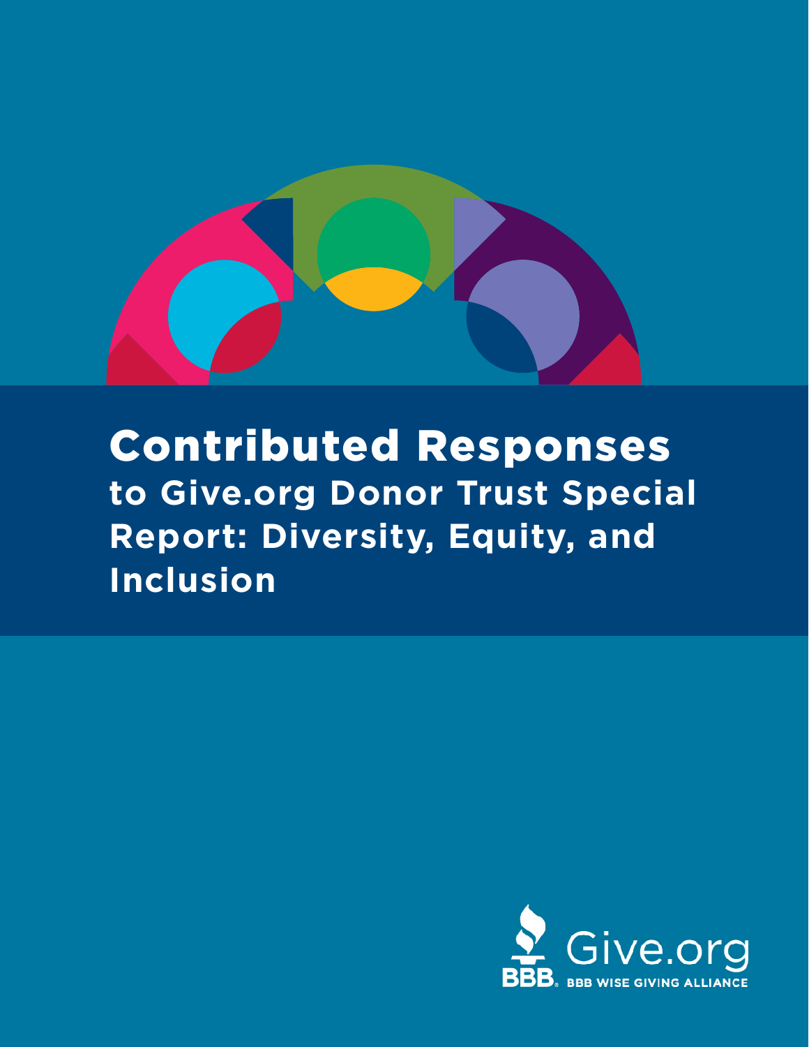# Contributed Responses

## to Give.org Donor Trust Special Report: Diversity, Equity, and Inclusion

Give.org

BBB WISE GIVING ALLIANCE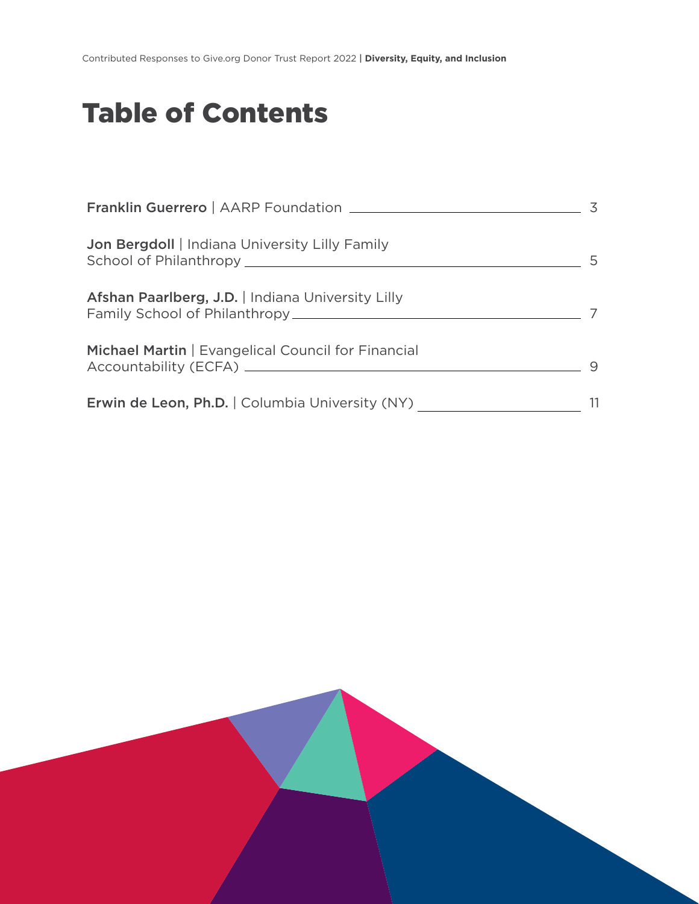# Table of Contents

| Contributor | Page |
| --- | --- |
| **Franklin Guerrero** \| AARP Foundation | 3 |
| **Jon Bergdoll** \| Indiana University Lilly Family School of Philanthropy | 5 |
| **Afshan Paarlberg, J.D.** \| Indiana University Lilly Family School of Philanthropy | 7 |
| **Michael Martin** \| Evangelical Council for Financial Accountability (ECFA) | 9 |
| **Erwin de Leon, Ph.D.** \| Columbia University (NY) | 11 |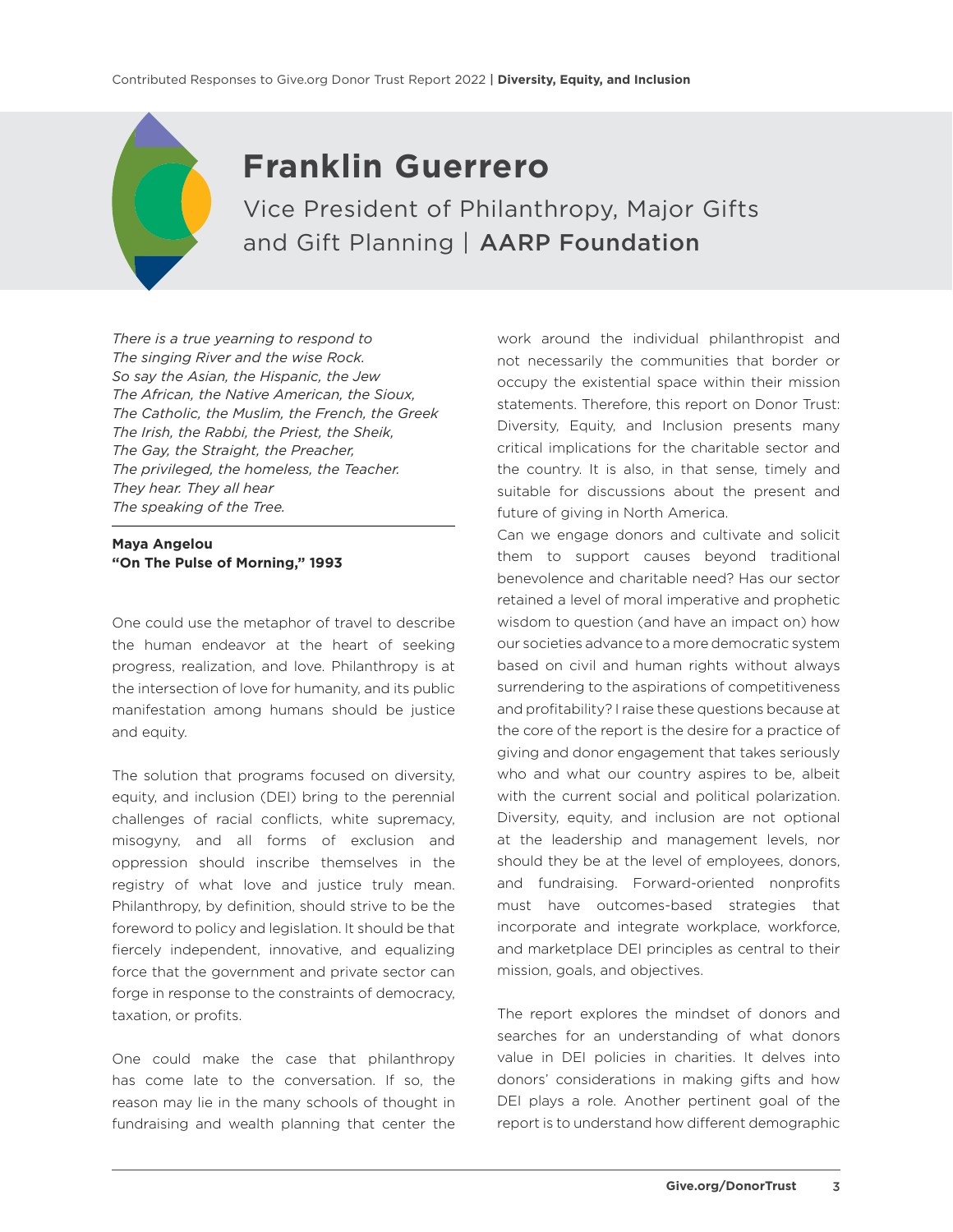# Franklin Guerrero

Vice President of Philanthropy, Major Gifts and Gift Planning | **AARP Foundation**

*There is a true yearning to respond to*
*The singing River and the wise Rock.*
*So say the Asian, the Hispanic, the Jew*
*The African, the Native American, the Sioux,*
*The Catholic, the Muslim, the French, the Greek*
*The Irish, the Rabbi, the Priest, the Sheik,*
*The Gay, the Straight, the Preacher,*
*The privileged, the homeless, the Teacher.*
*They hear. They all hear*
*The speaking of the Tree.*

**Maya Angelou**
**"On The Pulse of Morning," 1993**

One could use the metaphor of travel to describe the human endeavor at the heart of seeking progress, realization, and love. Philanthropy is at the intersection of love for humanity, and its public manifestation among humans should be justice and equity.

The solution that programs focused on diversity, equity, and inclusion (DEI) bring to the perennial challenges of racial conflicts, white supremacy, misogyny, and all forms of exclusion and oppression should inscribe themselves in the registry of what love and justice truly mean. Philanthropy, by definition, should strive to be the foreword to policy and legislation. It should be that fiercely independent, innovative, and equalizing force that the government and private sector can forge in response to the constraints of democracy, taxation, or profits.

One could make the case that philanthropy has come late to the conversation. If so, the reason may lie in the many schools of thought in fundraising and wealth planning that center the work around the individual philanthropist and not necessarily the communities that border or occupy the existential space within their mission statements. Therefore, this report on Donor Trust: Diversity, Equity, and Inclusion presents many critical implications for the charitable sector and the country. It is also, in that sense, timely and suitable for discussions about the present and future of giving in North America.

Can we engage donors and cultivate and solicit them to support causes beyond traditional benevolence and charitable need? Has our sector retained a level of moral imperative and prophetic wisdom to question (and have an impact on) how our societies advance to a more democratic system based on civil and human rights without always surrendering to the aspirations of competitiveness and profitability? I raise these questions because at the core of the report is the desire for a practice of giving and donor engagement that takes seriously who and what our country aspires to be, albeit with the current social and political polarization. Diversity, equity, and inclusion are not optional at the leadership and management levels, nor should they be at the level of employees, donors, and fundraising. Forward-oriented nonprofits must have outcomes-based strategies that incorporate and integrate workplace, workforce, and marketplace DEI principles as central to their mission, goals, and objectives.

The report explores the mindset of donors and searches for an understanding of what donors value in DEI policies in charities. It delves into donors' considerations in making gifts and how DEI plays a role. Another pertinent goal of the report is to understand how different demographic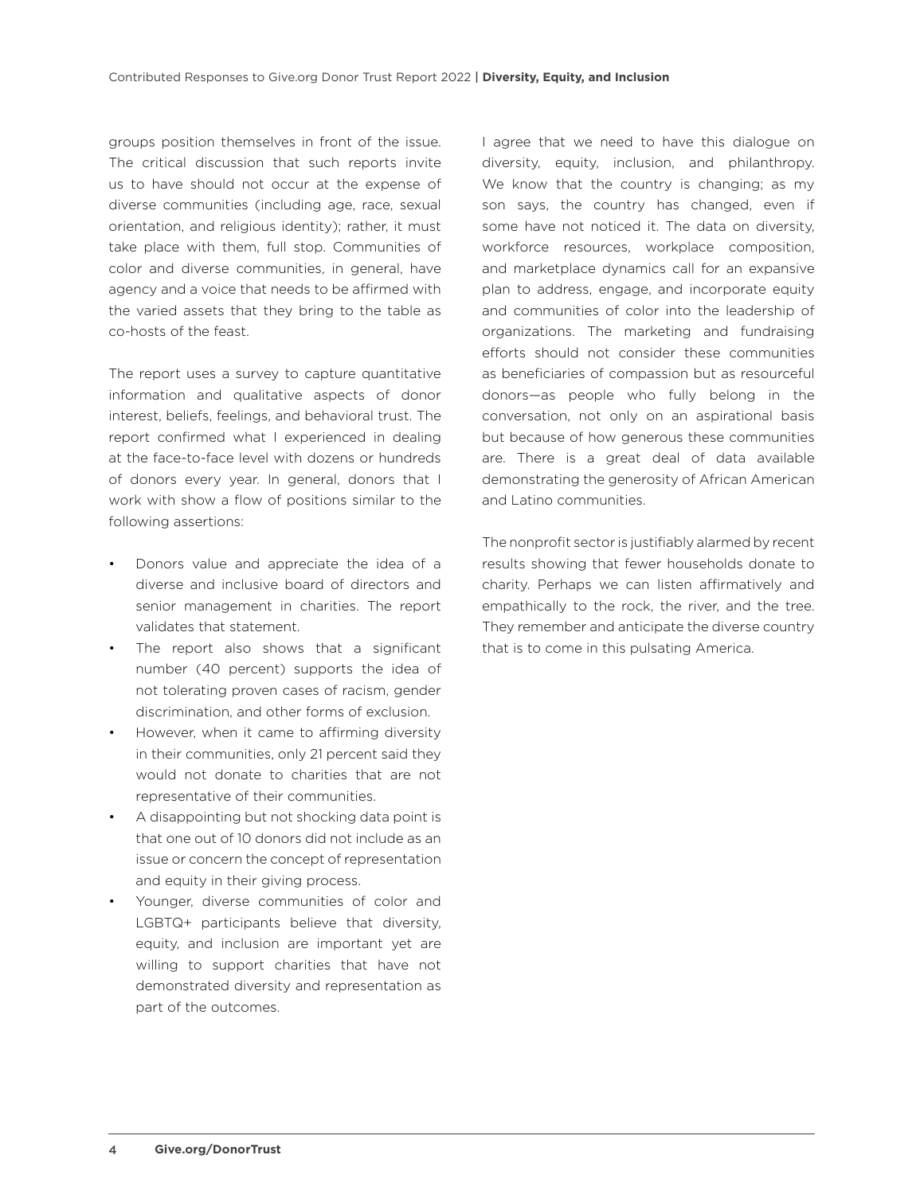groups position themselves in front of the issue. The critical discussion that such reports invite us to have should not occur at the expense of diverse communities (including age, race, sexual orientation, and religious identity); rather, it must take place with them, full stop. Communities of color and diverse communities, in general, have agency and a voice that needs to be affirmed with the varied assets that they bring to the table as co-hosts of the feast.

The report uses a survey to capture quantitative information and qualitative aspects of donor interest, beliefs, feelings, and behavioral trust. The report confirmed what I experienced in dealing at the face-to-face level with dozens or hundreds of donors every year. In general, donors that I work with show a flow of positions similar to the following assertions:

- Donors value and appreciate the idea of a diverse and inclusive board of directors and senior management in charities. The report validates that statement.
- The report also shows that a significant number (40 percent) supports the idea of not tolerating proven cases of racism, gender discrimination, and other forms of exclusion.
- However, when it came to affirming diversity in their communities, only 21 percent said they would not donate to charities that are not representative of their communities.
- A disappointing but not shocking data point is that one out of 10 donors did not include as an issue or concern the concept of representation and equity in their giving process.
- Younger, diverse communities of color and LGBTQ+ participants believe that diversity, equity, and inclusion are important yet are willing to support charities that have not demonstrated diversity and representation as part of the outcomes.

I agree that we need to have this dialogue on diversity, equity, inclusion, and philanthropy. We know that the country is changing; as my son says, the country has changed, even if some have not noticed it. The data on diversity, workforce resources, workplace composition, and marketplace dynamics call for an expansive plan to address, engage, and incorporate equity and communities of color into the leadership of organizations. The marketing and fundraising efforts should not consider these communities as beneficiaries of compassion but as resourceful donors—as people who fully belong in the conversation, not only on an aspirational basis but because of how generous these communities are. There is a great deal of data available demonstrating the generosity of African American and Latino communities.

The nonprofit sector is justifiably alarmed by recent results showing that fewer households donate to charity. Perhaps we can listen affirmatively and empathically to the rock, the river, and the tree. They remember and anticipate the diverse country that is to come in this pulsating America.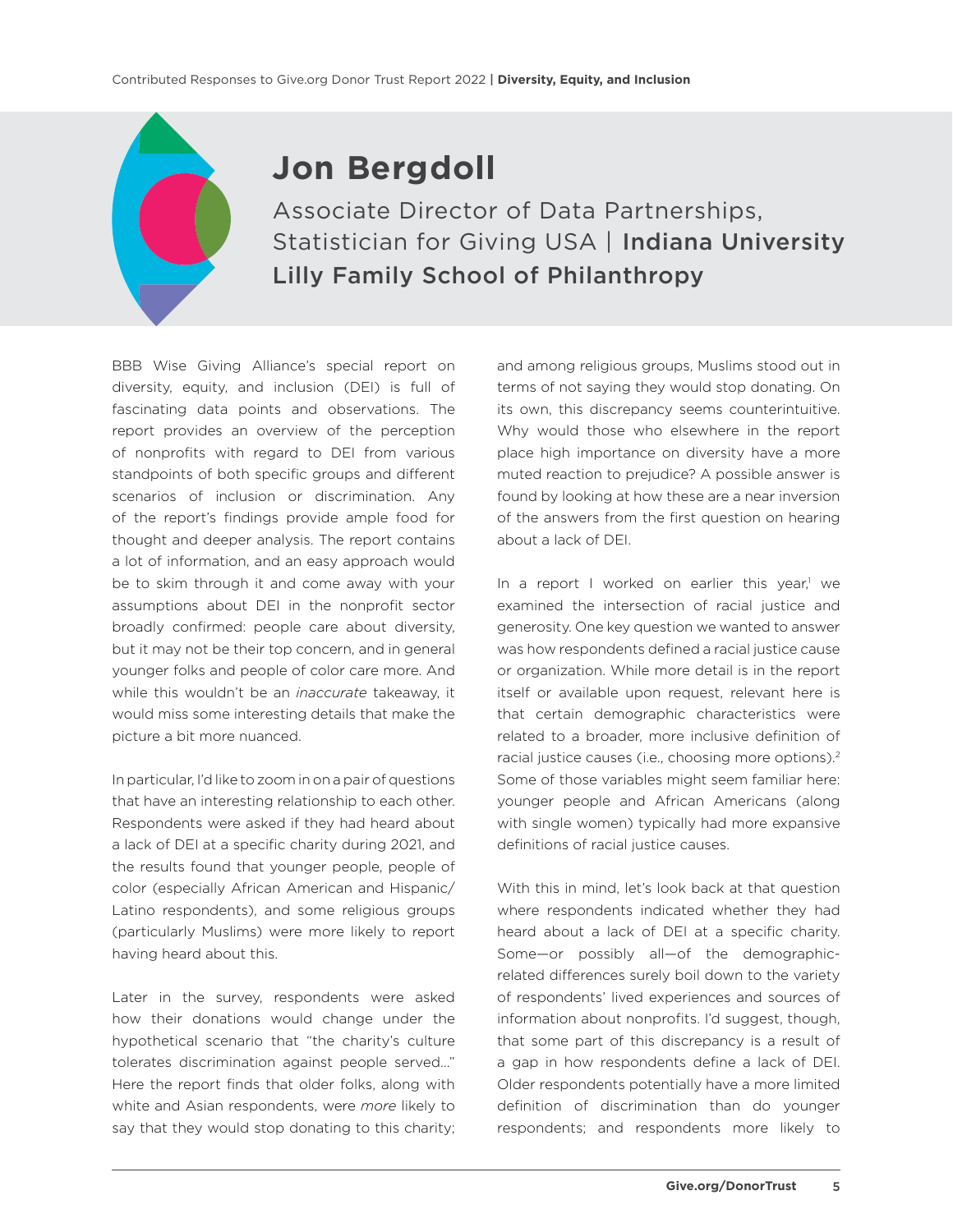# Jon Bergdoll

Associate Director of Data Partnerships, Statistician for Giving USA | **Indiana University Lilly Family School of Philanthropy**

BBB Wise Giving Alliance's special report on diversity, equity, and inclusion (DEI) is full of fascinating data points and observations. The report provides an overview of the perception of nonprofits with regard to DEI from various standpoints of both specific groups and different scenarios of inclusion or discrimination. Any of the report's findings provide ample food for thought and deeper analysis. The report contains a lot of information, and an easy approach would be to skim through it and come away with your assumptions about DEI in the nonprofit sector broadly confirmed: people care about diversity, but it may not be their top concern, and in general younger folks and people of color care more. And while this wouldn't be an *inaccurate* takeaway, it would miss some interesting details that make the picture a bit more nuanced.

In particular, I'd like to zoom in on a pair of questions that have an interesting relationship to each other. Respondents were asked if they had heard about a lack of DEI at a specific charity during 2021, and the results found that younger people, people of color (especially African American and Hispanic/Latino respondents), and some religious groups (particularly Muslims) were more likely to report having heard about this.

Later in the survey, respondents were asked how their donations would change under the hypothetical scenario that "the charity's culture tolerates discrimination against people served…" Here the report finds that older folks, along with white and Asian respondents, were *more* likely to say that they would stop donating to this charity; and among religious groups, Muslims stood out in terms of not saying they would stop donating. On its own, this discrepancy seems counterintuitive. Why would those who elsewhere in the report place high importance on diversity have a more muted reaction to prejudice? A possible answer is found by looking at how these are a near inversion of the answers from the first question on hearing about a lack of DEI.

In a report I worked on earlier this year,[1] we examined the intersection of racial justice and generosity. One key question we wanted to answer was how respondents defined a racial justice cause or organization. While more detail is in the report itself or available upon request, relevant here is that certain demographic characteristics were related to a broader, more inclusive definition of racial justice causes (i.e., choosing more options).[2] Some of those variables might seem familiar here: younger people and African Americans (along with single women) typically had more expansive definitions of racial justice causes.

With this in mind, let's look back at that question where respondents indicated whether they had heard about a lack of DEI at a specific charity. Some—or possibly all—of the demographic-related differences surely boil down to the variety of respondents' lived experiences and sources of information about nonprofits. I'd suggest, though, that some part of this discrepancy is a result of a gap in how respondents define a lack of DEI. Older respondents potentially have a more limited definition of discrimination than do younger respondents; and respondents more likely to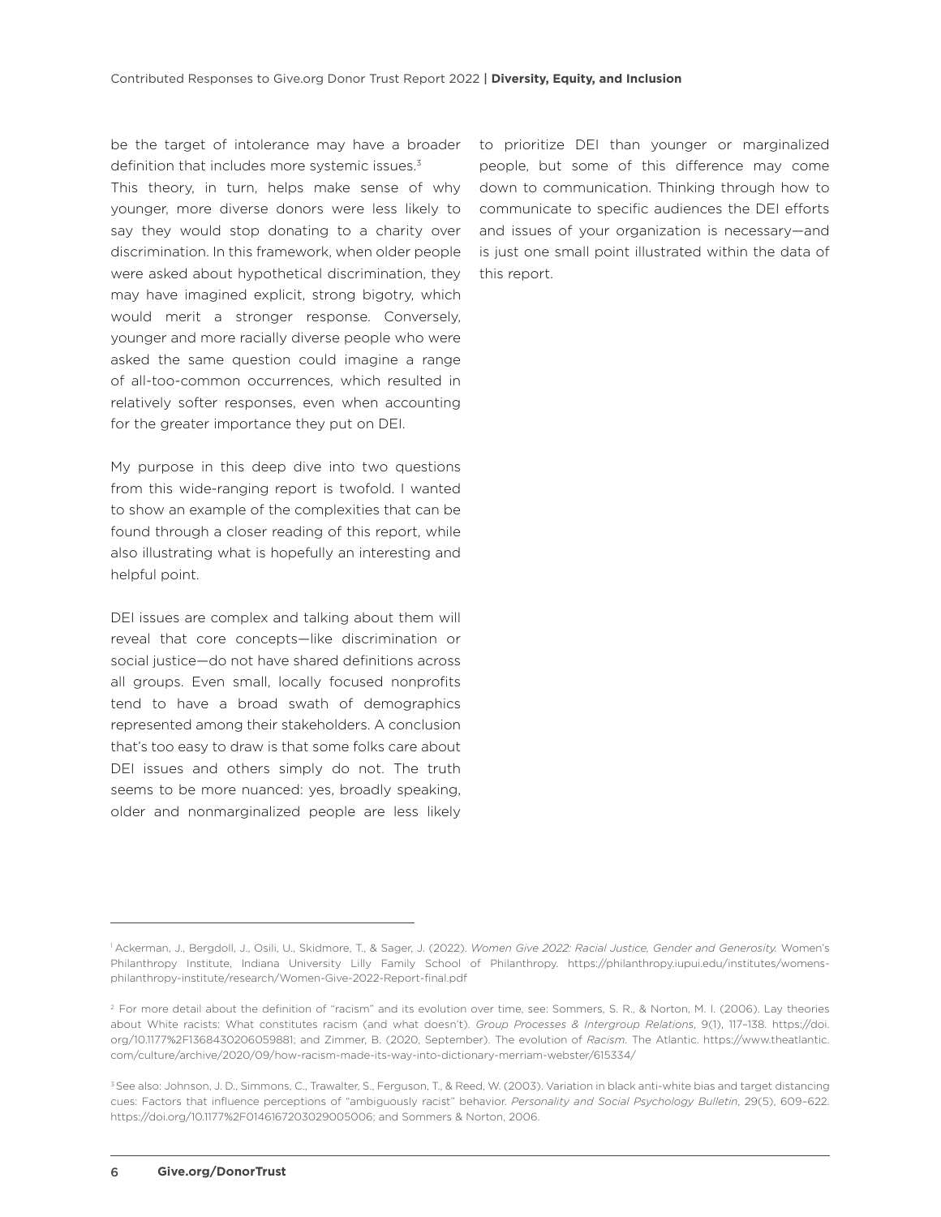be the target of intolerance may have a broader definition that includes more systemic issues.[3]

This theory, in turn, helps make sense of why younger, more diverse donors were less likely to say they would stop donating to a charity over discrimination. In this framework, when older people were asked about hypothetical discrimination, they may have imagined explicit, strong bigotry, which would merit a stronger response. Conversely, younger and more racially diverse people who were asked the same question could imagine a range of all-too-common occurrences, which resulted in relatively softer responses, even when accounting for the greater importance they put on DEI.

My purpose in this deep dive into two questions from this wide-ranging report is twofold. I wanted to show an example of the complexities that can be found through a closer reading of this report, while also illustrating what is hopefully an interesting and helpful point.

DEI issues are complex and talking about them will reveal that core concepts—like discrimination or social justice—do not have shared definitions across all groups. Even small, locally focused nonprofits tend to have a broad swath of demographics represented among their stakeholders. A conclusion that's too easy to draw is that some folks care about DEI issues and others simply do not. The truth seems to be more nuanced: yes, broadly speaking, older and nonmarginalized people are less likely to prioritize DEI than younger or marginalized people, but some of this difference may come down to communication. Thinking through how to communicate to specific audiences the DEI efforts and issues of your organization is necessary—and is just one small point illustrated within the data of this report.

---

[1] Ackerman, J., Bergdoll, J., Osili, U., Skidmore, T., & Sager, J. (2022). *Women Give 2022: Racial Justice, Gender and Generosity.* Women's Philanthropy Institute, Indiana University Lilly Family School of Philanthropy. https://philanthropy.iupui.edu/institutes/womens-philanthropy-institute/research/Women-Give-2022-Report-final.pdf

[2] For more detail about the definition of "racism" and its evolution over time, see: Sommers, S. R., & Norton, M. I. (2006). Lay theories about White racists: What constitutes racism (and what doesn't). *Group Processes & Intergroup Relations*, 9(1), 117–138. https://doi.org/10.1177%2F1368430206059881; and Zimmer, B. (2020, September). The evolution of *Racism*. The Atlantic. https://www.theatlantic.com/culture/archive/2020/09/how-racism-made-its-way-into-dictionary-merriam-webster/615334/

[3] See also: Johnson, J. D., Simmons, C., Trawalter, S., Ferguson, T., & Reed, W. (2003). Variation in black anti-white bias and target distancing cues: Factors that influence perceptions of "ambiguously racist" behavior. *Personality and Social Psychology Bulletin*, 29(5), 609–622. https://doi.org/10.1177%2F0146167203029005006; and Sommers & Norton, 2006.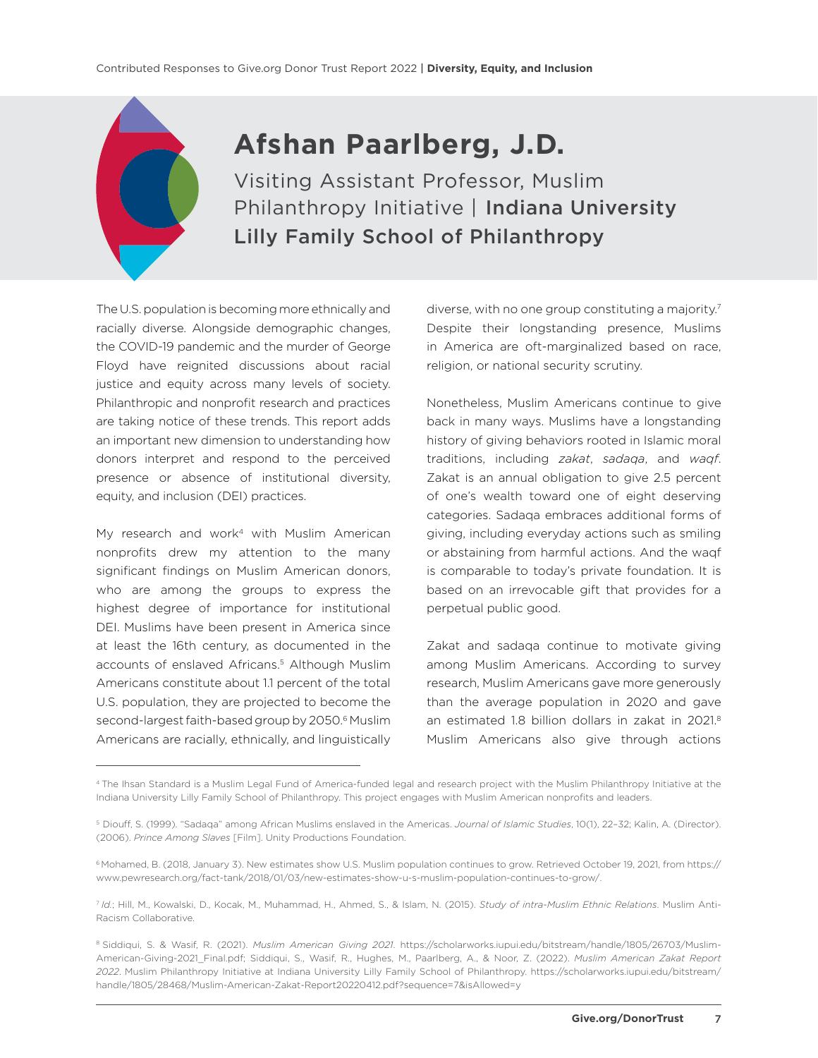# Afshan Paarlberg, J.D.

Visiting Assistant Professor, Muslim Philanthropy Initiative | **Indiana University Lilly Family School of Philanthropy**

The U.S. population is becoming more ethnically and racially diverse. Alongside demographic changes, the COVID-19 pandemic and the murder of George Floyd have reignited discussions about racial justice and equity across many levels of society. Philanthropic and nonprofit research and practices are taking notice of these trends. This report adds an important new dimension to understanding how donors interpret and respond to the perceived presence or absence of institutional diversity, equity, and inclusion (DEI) practices.

My research and work[4] with Muslim American nonprofits drew my attention to the many significant findings on Muslim American donors, who are among the groups to express the highest degree of importance for institutional DEI. Muslims have been present in America since at least the 16th century, as documented in the accounts of enslaved Africans.[5] Although Muslim Americans constitute about 1.1 percent of the total U.S. population, they are projected to become the second-largest faith-based group by 2050.[6] Muslim Americans are racially, ethnically, and linguistically diverse, with no one group constituting a majority.[7] Despite their longstanding presence, Muslims in America are oft-marginalized based on race, religion, or national security scrutiny.

Nonetheless, Muslim Americans continue to give back in many ways. Muslims have a longstanding history of giving behaviors rooted in Islamic moral traditions, including *zakat*, *sadaqa*, and *waqf*. Zakat is an annual obligation to give 2.5 percent of one's wealth toward one of eight deserving categories. Sadaqa embraces additional forms of giving, including everyday actions such as smiling or abstaining from harmful actions. And the waqf is comparable to today's private foundation. It is based on an irrevocable gift that provides for a perpetual public good.

Zakat and sadaqa continue to motivate giving among Muslim Americans. According to survey research, Muslim Americans gave more generously than the average population in 2020 and gave an estimated 1.8 billion dollars in zakat in 2021.[8] Muslim Americans also give through actions

---

[4] The Ihsan Standard is a Muslim Legal Fund of America-funded legal and research project with the Muslim Philanthropy Initiative at the Indiana University Lilly Family School of Philanthropy. This project engages with Muslim American nonprofits and leaders.

[5] Diouff, S. (1999). "Sadaqa" among African Muslims enslaved in the Americas. *Journal of Islamic Studies*, 10(1), 22–32; Kalin, A. (Director). (2006). *Prince Among Slaves* [Film]. Unity Productions Foundation.

[6] Mohamed, B. (2018, January 3). New estimates show U.S. Muslim population continues to grow. Retrieved October 19, 2021, from https://www.pewresearch.org/fact-tank/2018/01/03/new-estimates-show-u-s-muslim-population-continues-to-grow/.

[7] *Id.*; Hill, M., Kowalski, D., Kocak, M., Muhammad, H., Ahmed, S., & Islam, N. (2015). *Study of intra-Muslim Ethnic Relations*. Muslim Anti-Racism Collaborative.

[8] Siddiqui, S. & Wasif, R. (2021). *Muslim American Giving 2021*. https://scholarworks.iupui.edu/bitstream/handle/1805/26703/Muslim-American-Giving-2021_Final.pdf; Siddiqui, S., Wasif, R., Hughes, M., Paarlberg, A., & Noor, Z. (2022). *Muslim American Zakat Report 2022*. Muslim Philanthropy Initiative at Indiana University Lilly Family School of Philanthropy. https://scholarworks.iupui.edu/bitstream/handle/1805/28468/Muslim-American-Zakat-Report20220412.pdf?sequence=7&isAllowed=y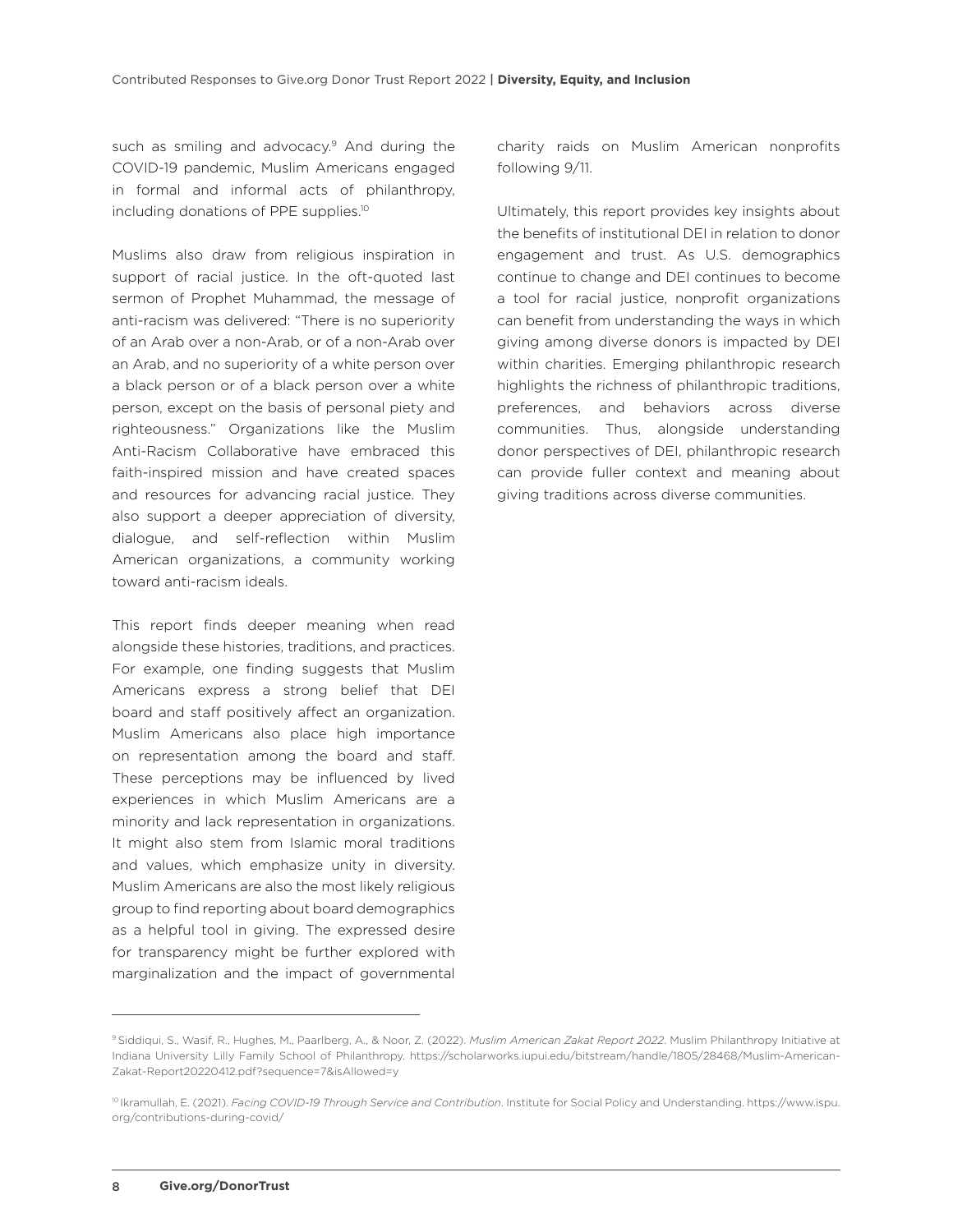such as smiling and advocacy.[9] And during the COVID-19 pandemic, Muslim Americans engaged in formal and informal acts of philanthropy, including donations of PPE supplies.[10]

Muslims also draw from religious inspiration in support of racial justice. In the oft-quoted last sermon of Prophet Muhammad, the message of anti-racism was delivered: "There is no superiority of an Arab over a non-Arab, or of a non-Arab over an Arab, and no superiority of a white person over a black person or of a black person over a white person, except on the basis of personal piety and righteousness." Organizations like the Muslim Anti-Racism Collaborative have embraced this faith-inspired mission and have created spaces and resources for advancing racial justice. They also support a deeper appreciation of diversity, dialogue, and self-reflection within Muslim American organizations, a community working toward anti-racism ideals.

This report finds deeper meaning when read alongside these histories, traditions, and practices. For example, one finding suggests that Muslim Americans express a strong belief that DEI board and staff positively affect an organization. Muslim Americans also place high importance on representation among the board and staff. These perceptions may be influenced by lived experiences in which Muslim Americans are a minority and lack representation in organizations. It might also stem from Islamic moral traditions and values, which emphasize unity in diversity. Muslim Americans are also the most likely religious group to find reporting about board demographics as a helpful tool in giving. The expressed desire for transparency might be further explored with marginalization and the impact of governmental charity raids on Muslim American nonprofits following 9/11.

Ultimately, this report provides key insights about the benefits of institutional DEI in relation to donor engagement and trust. As U.S. demographics continue to change and DEI continues to become a tool for racial justice, nonprofit organizations can benefit from understanding the ways in which giving among diverse donors is impacted by DEI within charities. Emerging philanthropic research highlights the richness of philanthropic traditions, preferences, and behaviors across diverse communities. Thus, alongside understanding donor perspectives of DEI, philanthropic research can provide fuller context and meaning about giving traditions across diverse communities.

---

[9] Siddiqui, S., Wasif, R., Hughes, M., Paarlberg, A., & Noor, Z. (2022). *Muslim American Zakat Report 2022*. Muslim Philanthropy Initiative at Indiana University Lilly Family School of Philanthropy. https://scholarworks.iupui.edu/bitstream/handle/1805/28468/Muslim-American-Zakat-Report20220412.pdf?sequence=7&isAllowed=y

[10] Ikramullah, E. (2021). *Facing COVID-19 Through Service and Contribution*. Institute for Social Policy and Understanding. https://www.ispu.org/contributions-during-covid/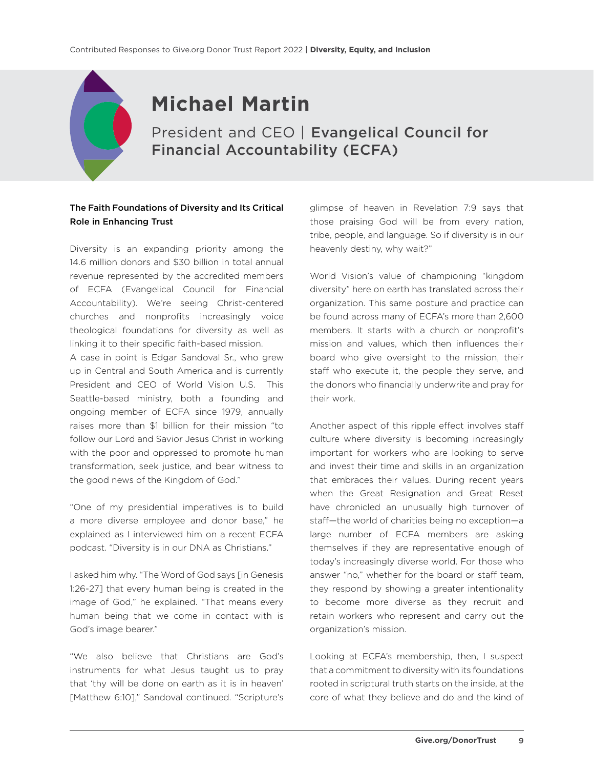# Michael Martin

President and CEO | **Evangelical Council for Financial Accountability (ECFA)**

**The Faith Foundations of Diversity and Its Critical Role in Enhancing Trust**

Diversity is an expanding priority among the 14.6 million donors and $30 billion in total annual revenue represented by the accredited members of ECFA (Evangelical Council for Financial Accountability). We're seeing Christ-centered churches and nonprofits increasingly voice theological foundations for diversity as well as linking it to their specific faith-based mission.

A case in point is Edgar Sandoval Sr., who grew up in Central and South America and is currently President and CEO of World Vision U.S. This Seattle-based ministry, both a founding and ongoing member of ECFA since 1979, annually raises more than $1 billion for their mission "to follow our Lord and Savior Jesus Christ in working with the poor and oppressed to promote human transformation, seek justice, and bear witness to the good news of the Kingdom of God."

"One of my presidential imperatives is to build a more diverse employee and donor base," he explained as I interviewed him on a recent ECFA podcast. "Diversity is in our DNA as Christians."

I asked him why. "The Word of God says [in Genesis 1:26-27] that every human being is created in the image of God," he explained. "That means every human being that we come in contact with is God's image bearer."

"We also believe that Christians are God's instruments for what Jesus taught us to pray that 'thy will be done on earth as it is in heaven' [Matthew 6:10]," Sandoval continued. "Scripture's glimpse of heaven in Revelation 7:9 says that those praising God will be from every nation, tribe, people, and language. So if diversity is in our heavenly destiny, why wait?"

World Vision's value of championing "kingdom diversity" here on earth has translated across their organization. This same posture and practice can be found across many of ECFA's more than 2,600 members. It starts with a church or nonprofit's mission and values, which then influences their board who give oversight to the mission, their staff who execute it, the people they serve, and the donors who financially underwrite and pray for their work.

Another aspect of this ripple effect involves staff culture where diversity is becoming increasingly important for workers who are looking to serve and invest their time and skills in an organization that embraces their values. During recent years when the Great Resignation and Great Reset have chronicled an unusually high turnover of staff—the world of charities being no exception—a large number of ECFA members are asking themselves if they are representative enough of today's increasingly diverse world. For those who answer "no," whether for the board or staff team, they respond by showing a greater intentionality to become more diverse as they recruit and retain workers who represent and carry out the organization's mission.

Looking at ECFA's membership, then, I suspect that a commitment to diversity with its foundations rooted in scriptural truth starts on the inside, at the core of what they believe and do and the kind of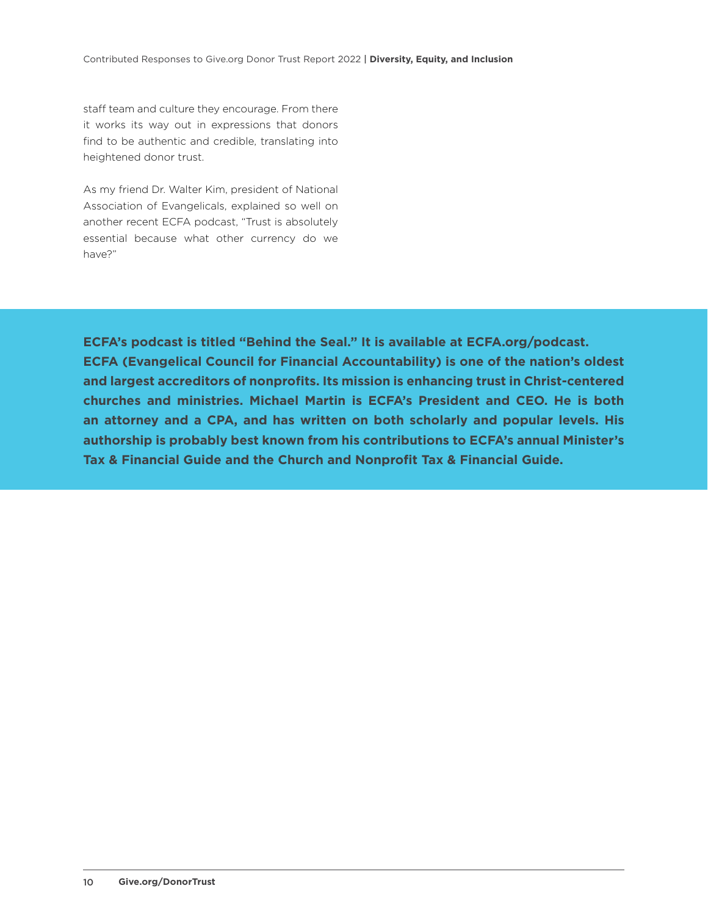staff team and culture they encourage. From there it works its way out in expressions that donors find to be authentic and credible, translating into heightened donor trust.

As my friend Dr. Walter Kim, president of National Association of Evangelicals, explained so well on another recent ECFA podcast, "Trust is absolutely essential because what other currency do we have?"

**ECFA's podcast is titled "Behind the Seal." It is available at ECFA.org/podcast. ECFA (Evangelical Council for Financial Accountability) is one of the nation's oldest and largest accreditors of nonprofits. Its mission is enhancing trust in Christ-centered churches and ministries. Michael Martin is ECFA's President and CEO. He is both an attorney and a CPA, and has written on both scholarly and popular levels. His authorship is probably best known from his contributions to ECFA's annual Minister's Tax & Financial Guide and the Church and Nonprofit Tax & Financial Guide.**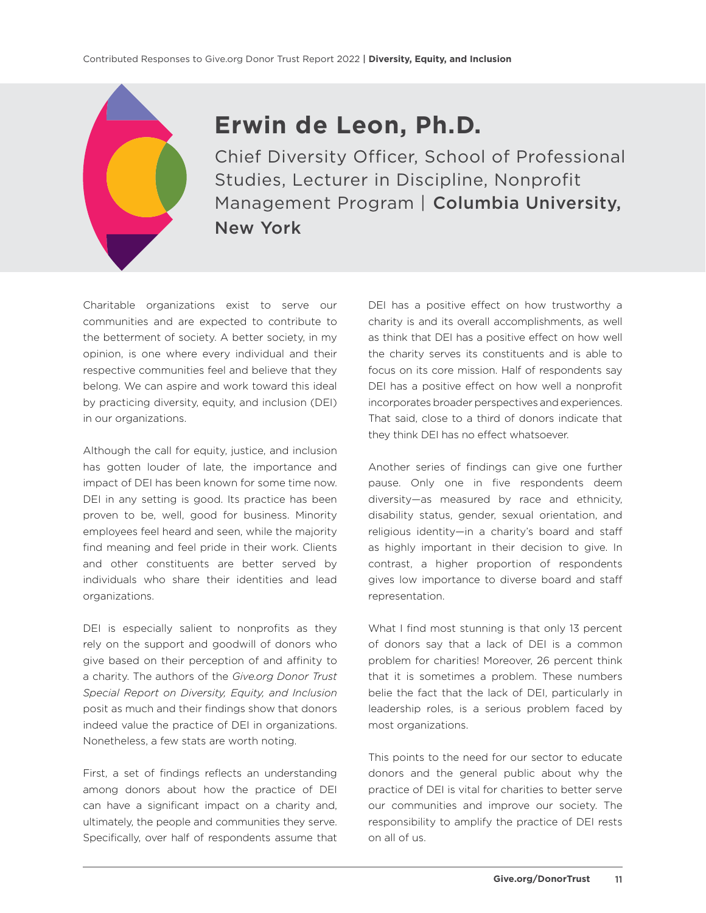# Erwin de Leon, Ph.D.

Chief Diversity Officer, School of Professional Studies, Lecturer in Discipline, Nonprofit Management Program | **Columbia University, New York**

Charitable organizations exist to serve our communities and are expected to contribute to the betterment of society. A better society, in my opinion, is one where every individual and their respective communities feel and believe that they belong. We can aspire and work toward this ideal by practicing diversity, equity, and inclusion (DEI) in our organizations.

Although the call for equity, justice, and inclusion has gotten louder of late, the importance and impact of DEI has been known for some time now. DEI in any setting is good. Its practice has been proven to be, well, good for business. Minority employees feel heard and seen, while the majority find meaning and feel pride in their work. Clients and other constituents are better served by individuals who share their identities and lead organizations.

DEI is especially salient to nonprofits as they rely on the support and goodwill of donors who give based on their perception of and affinity to a charity. The authors of the *Give.org Donor Trust Special Report on Diversity, Equity, and Inclusion* posit as much and their findings show that donors indeed value the practice of DEI in organizations. Nonetheless, a few stats are worth noting.

First, a set of findings reflects an understanding among donors about how the practice of DEI can have a significant impact on a charity and, ultimately, the people and communities they serve. Specifically, over half of respondents assume that DEI has a positive effect on how trustworthy a charity is and its overall accomplishments, as well as think that DEI has a positive effect on how well the charity serves its constituents and is able to focus on its core mission. Half of respondents say DEI has a positive effect on how well a nonprofit incorporates broader perspectives and experiences. That said, close to a third of donors indicate that they think DEI has no effect whatsoever.

Another series of findings can give one further pause. Only one in five respondents deem diversity—as measured by race and ethnicity, disability status, gender, sexual orientation, and religious identity—in a charity's board and staff as highly important in their decision to give. In contrast, a higher proportion of respondents gives low importance to diverse board and staff representation.

What I find most stunning is that only 13 percent of donors say that a lack of DEI is a common problem for charities! Moreover, 26 percent think that it is sometimes a problem. These numbers belie the fact that the lack of DEI, particularly in leadership roles, is a serious problem faced by most organizations.

This points to the need for our sector to educate donors and the general public about why the practice of DEI is vital for charities to better serve our communities and improve our society. The responsibility to amplify the practice of DEI rests on all of us.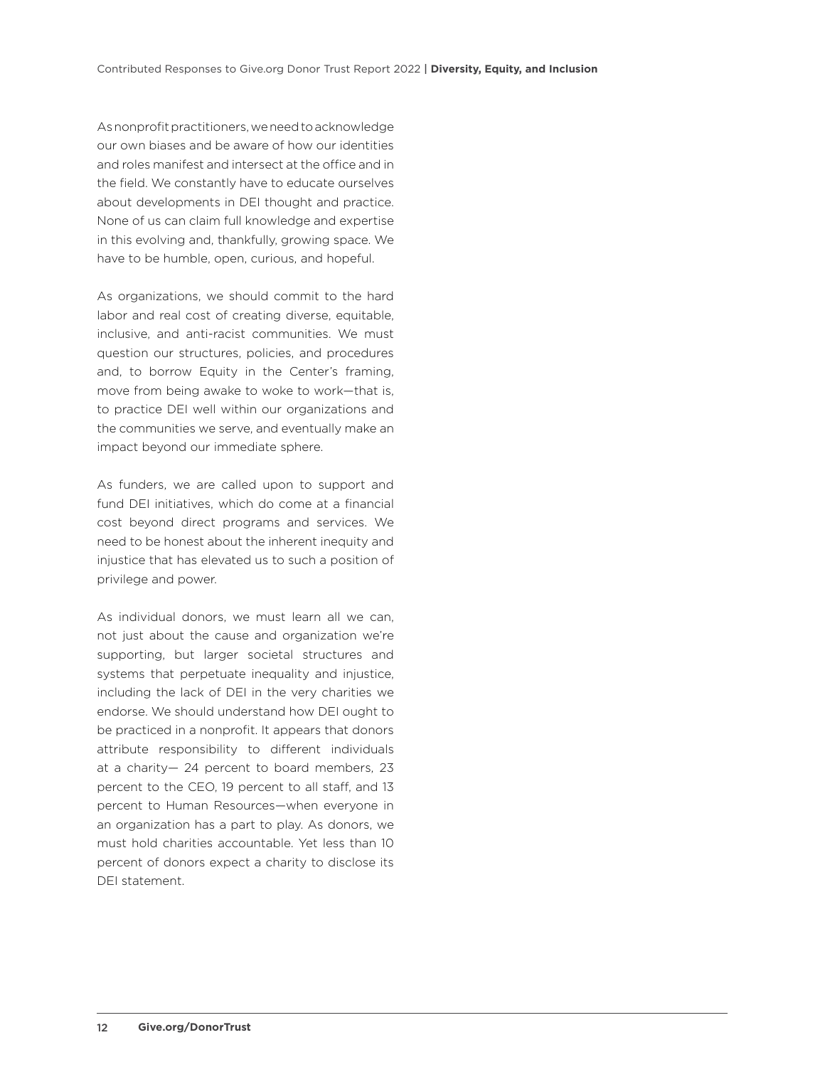As nonprofit practitioners, we need to acknowledge our own biases and be aware of how our identities and roles manifest and intersect at the office and in the field. We constantly have to educate ourselves about developments in DEI thought and practice. None of us can claim full knowledge and expertise in this evolving and, thankfully, growing space. We have to be humble, open, curious, and hopeful.

As organizations, we should commit to the hard labor and real cost of creating diverse, equitable, inclusive, and anti-racist communities. We must question our structures, policies, and procedures and, to borrow Equity in the Center's framing, move from being awake to woke to work—that is, to practice DEI well within our organizations and the communities we serve, and eventually make an impact beyond our immediate sphere.

As funders, we are called upon to support and fund DEI initiatives, which do come at a financial cost beyond direct programs and services. We need to be honest about the inherent inequity and injustice that has elevated us to such a position of privilege and power.

As individual donors, we must learn all we can, not just about the cause and organization we're supporting, but larger societal structures and systems that perpetuate inequality and injustice, including the lack of DEI in the very charities we endorse. We should understand how DEI ought to be practiced in a nonprofit. It appears that donors attribute responsibility to different individuals at a charity— 24 percent to board members, 23 percent to the CEO, 19 percent to all staff, and 13 percent to Human Resources—when everyone in an organization has a part to play. As donors, we must hold charities accountable. Yet less than 10 percent of donors expect a charity to disclose its DEI statement.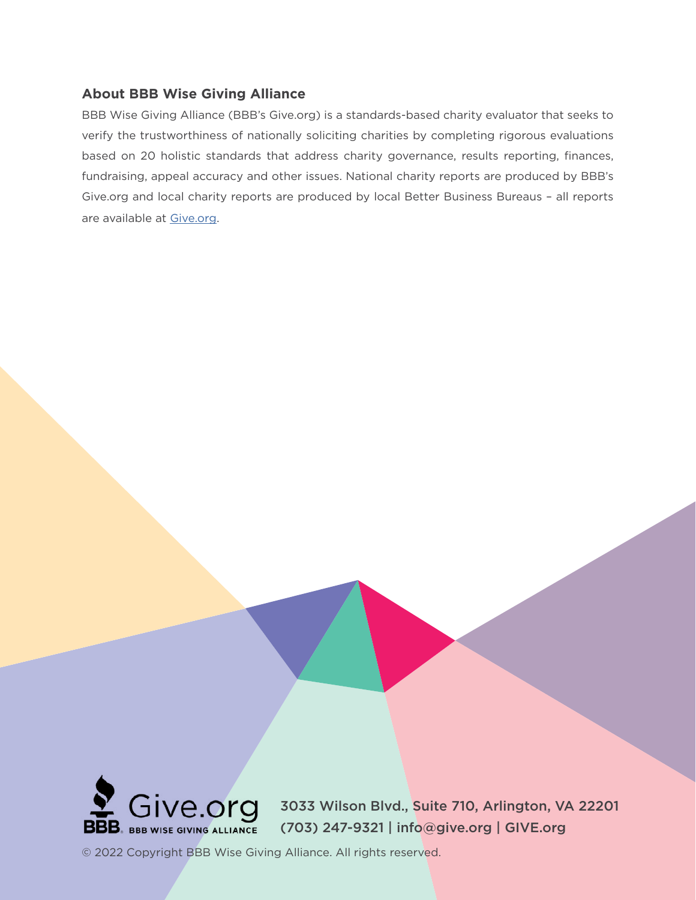### About BBB Wise Giving Alliance

BBB Wise Giving Alliance (BBB's Give.org) is a standards-based charity evaluator that seeks to verify the trustworthiness of nationally soliciting charities by completing rigorous evaluations based on 20 holistic standards that address charity governance, results reporting, finances, fundraising, appeal accuracy and other issues. National charity reports are produced by BBB's Give.org and local charity reports are produced by local Better Business Bureaus – all reports are available at [Give.org](https://give.org).

Give.org
BBB WISE GIVING ALLIANCE

3033 Wilson Blvd., Suite 710, Arlington, VA 22201
(703) 247-9321 | info@give.org | GIVE.org

© 2022 Copyright BBB Wise Giving Alliance. All rights reserved.